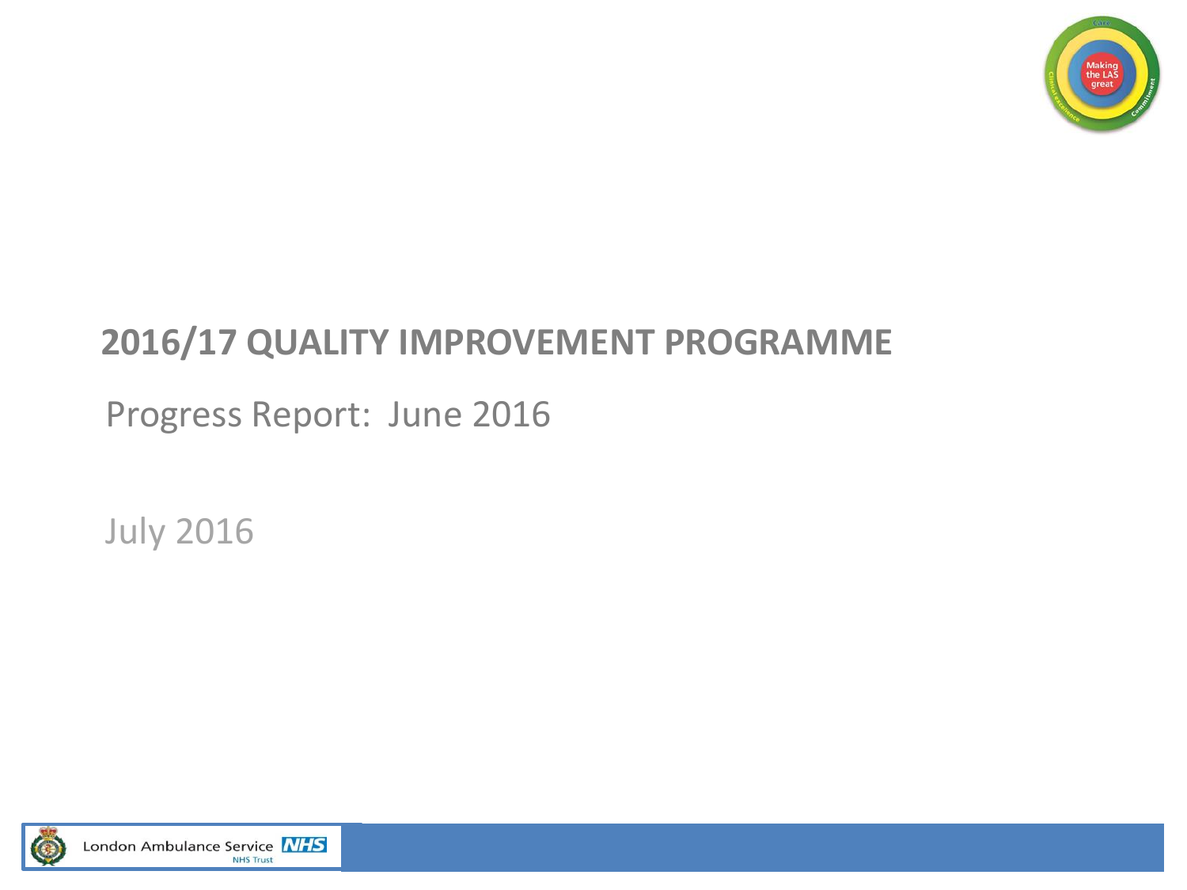# 2016/17 QUALITY IMPROVEMENT PROGRAMME

Progress Report: June 2016

July 2016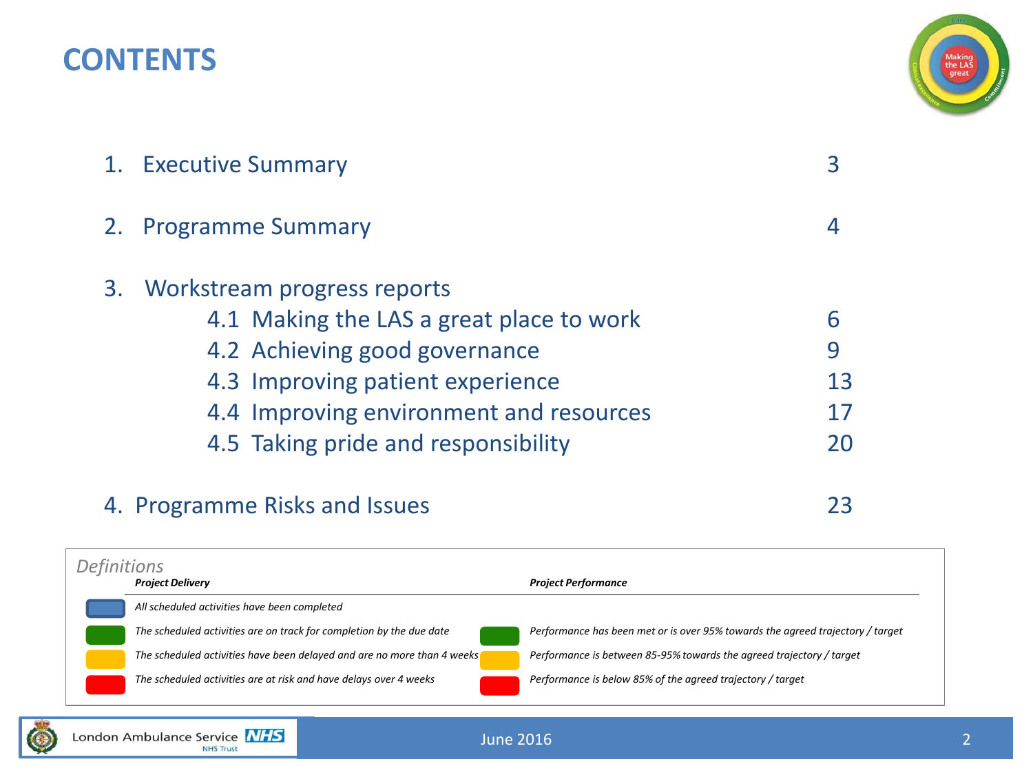# CONTENTS

| | | |
|---|---|---|
| 1. | Executive Summary | 3 |
| 2. | Programme Summary | 4 |
| 3. | Workstream progress reports | |
| | 4.1 Making the LAS a great place to work | 6 |
| | 4.2 Achieving good governance | 9 |
| | 4.3 Improving patient experience | 13 |
| | 4.4 Improving environment and resources | 17 |
| | 4.5 Taking pride and responsibility | 20 |
| 4. | Programme Risks and Issues | 23 |

*Definitions*

| Colour | ***Project Delivery*** | Colour | ***Project Performance*** |
|---|---|---|---|
| Blue | *All scheduled activities have been completed* | | |
| Green | *The scheduled activities are on track for completion by the due date* | Green | *Performance has been met or is over 95% towards the agreed trajectory / target* |
| Amber | *The scheduled activities have been delayed and are no more than 4 weeks* | Amber | *Performance is between 85-95% towards the agreed trajectory / target* |
| Red | *The scheduled activities are at risk and have delays over 4 weeks* | Red | *Performance is below 85% of the agreed trajectory / target* |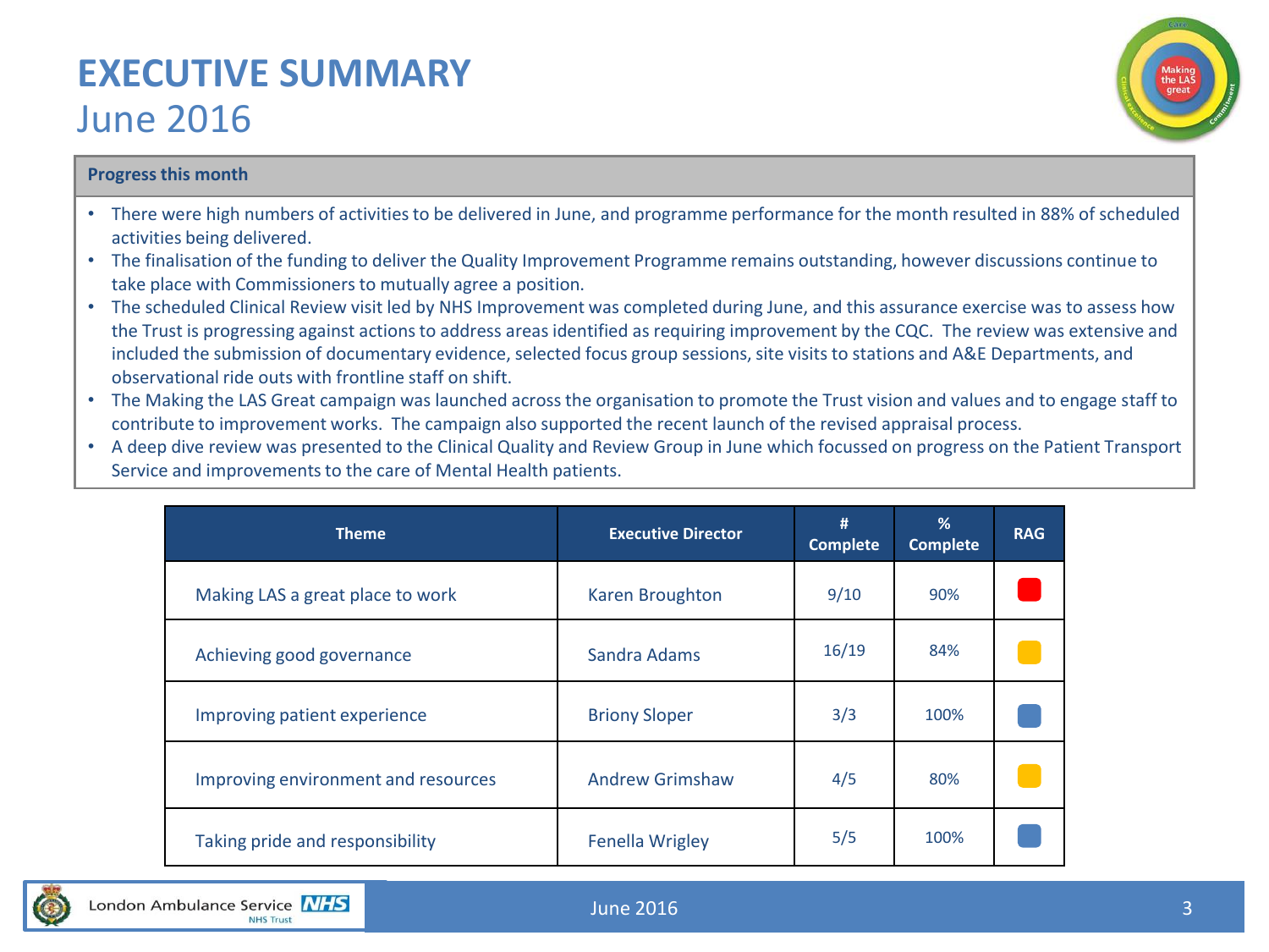# EXECUTIVE SUMMARY

## June 2016

**Progress this month**

- There were high numbers of activities to be delivered in June, and programme performance for the month resulted in 88% of scheduled activities being delivered.
- The finalisation of the funding to deliver the Quality Improvement Programme remains outstanding, however discussions continue to take place with Commissioners to mutually agree a position.
- The scheduled Clinical Review visit led by NHS Improvement was completed during June, and this assurance exercise was to assess how the Trust is progressing against actions to address areas identified as requiring improvement by the CQC. The review was extensive and included the submission of documentary evidence, selected focus group sessions, site visits to stations and A&E Departments, and observational ride outs with frontline staff on shift.
- The Making the LAS Great campaign was launched across the organisation to promote the Trust vision and values and to engage staff to contribute to improvement works. The campaign also supported the recent launch of the revised appraisal process.
- A deep dive review was presented to the Clinical Quality and Review Group in June which focussed on progress on the Patient Transport Service and improvements to the care of Mental Health patients.

| Theme | Executive Director | # Complete | % Complete | RAG |
|---|---|---|---|---|
| Making LAS a great place to work | Karen Broughton | 9/10 | 90% | Red |
| Achieving good governance | Sandra Adams | 16/19 | 84% | Amber |
| Improving patient experience | Briony Sloper | 3/3 | 100% | Blue |
| Improving environment and resources | Andrew Grimshaw | 4/5 | 80% | Amber |
| Taking pride and responsibility | Fenella Wrigley | 5/5 | 100% | Blue |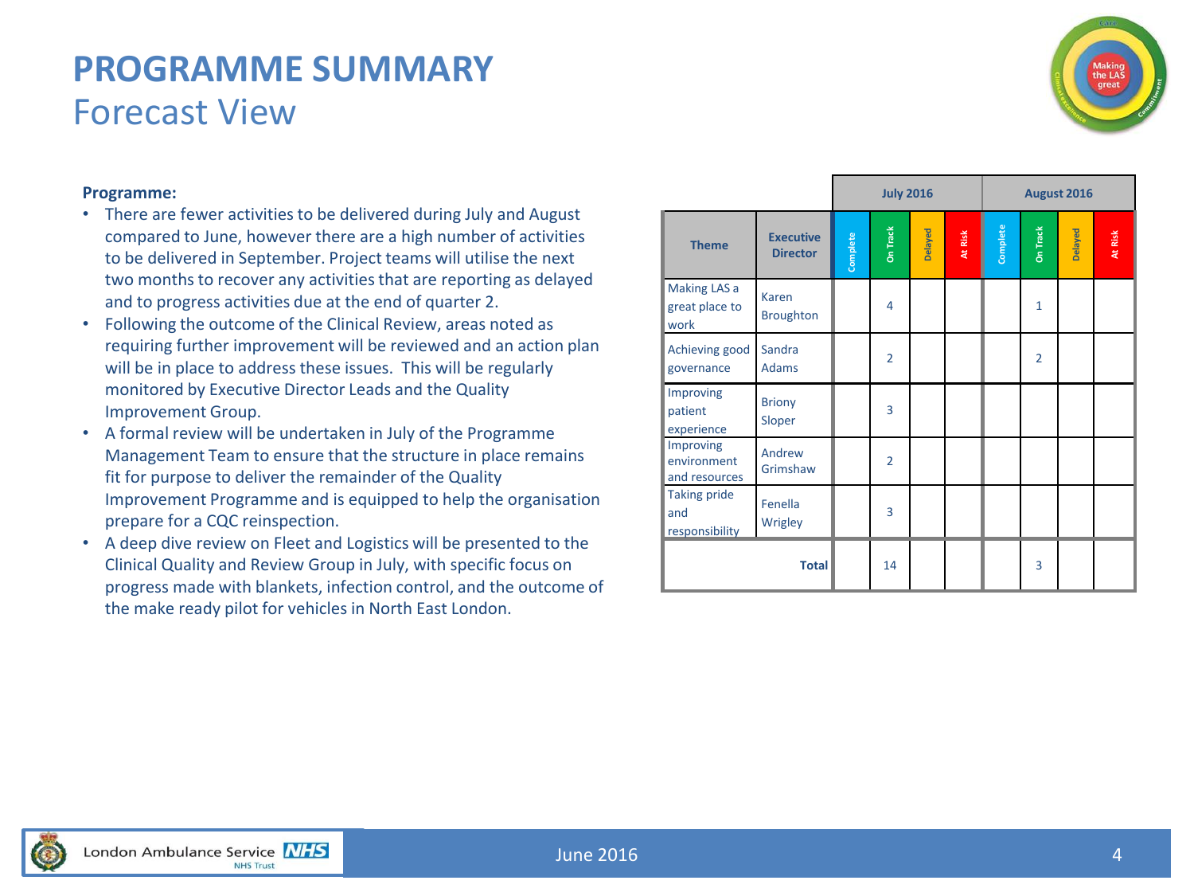# PROGRAMME SUMMARY
## Forecast View

**Programme:**

- There are fewer activities to be delivered during July and August compared to June, however there are a high number of activities to be delivered in September. Project teams will utilise the next two months to recover any activities that are reporting as delayed and to progress activities due at the end of quarter 2.
- Following the outcome of the Clinical Review, areas noted as requiring further improvement will be reviewed and an action plan will be in place to address these issues. This will be regularly monitored by Executive Director Leads and the Quality Improvement Group.
- A formal review will be undertaken in July of the Programme Management Team to ensure that the structure in place remains fit for purpose to deliver the remainder of the Quality Improvement Programme and is equipped to help the organisation prepare for a CQC reinspection.
- A deep dive review on Fleet and Logistics will be presented to the Clinical Quality and Review Group in July, with specific focus on progress made with blankets, infection control, and the outcome of the make ready pilot for vehicles in North East London.

| | | July 2016 | | | | August 2016 | | | |
|---|---|---|---|---|---|---|---|---|---|
| **Theme** | **Executive Director** | Complete | On Track | Delayed | At Risk | Complete | On Track | Delayed | At Risk |
| Making LAS a great place to work | Karen Broughton | | 4 | | | | 1 | | |
| Achieving good governance | Sandra Adams | | 2 | | | | 2 | | |
| Improving patient experience | Briony Sloper | | 3 | | | | | | |
| Improving environment and resources | Andrew Grimshaw | | 2 | | | | | | |
| Taking pride and responsibility | Fenella Wrigley | | 3 | | | | | | |
| **Total** | | | 14 | | | | 3 | | |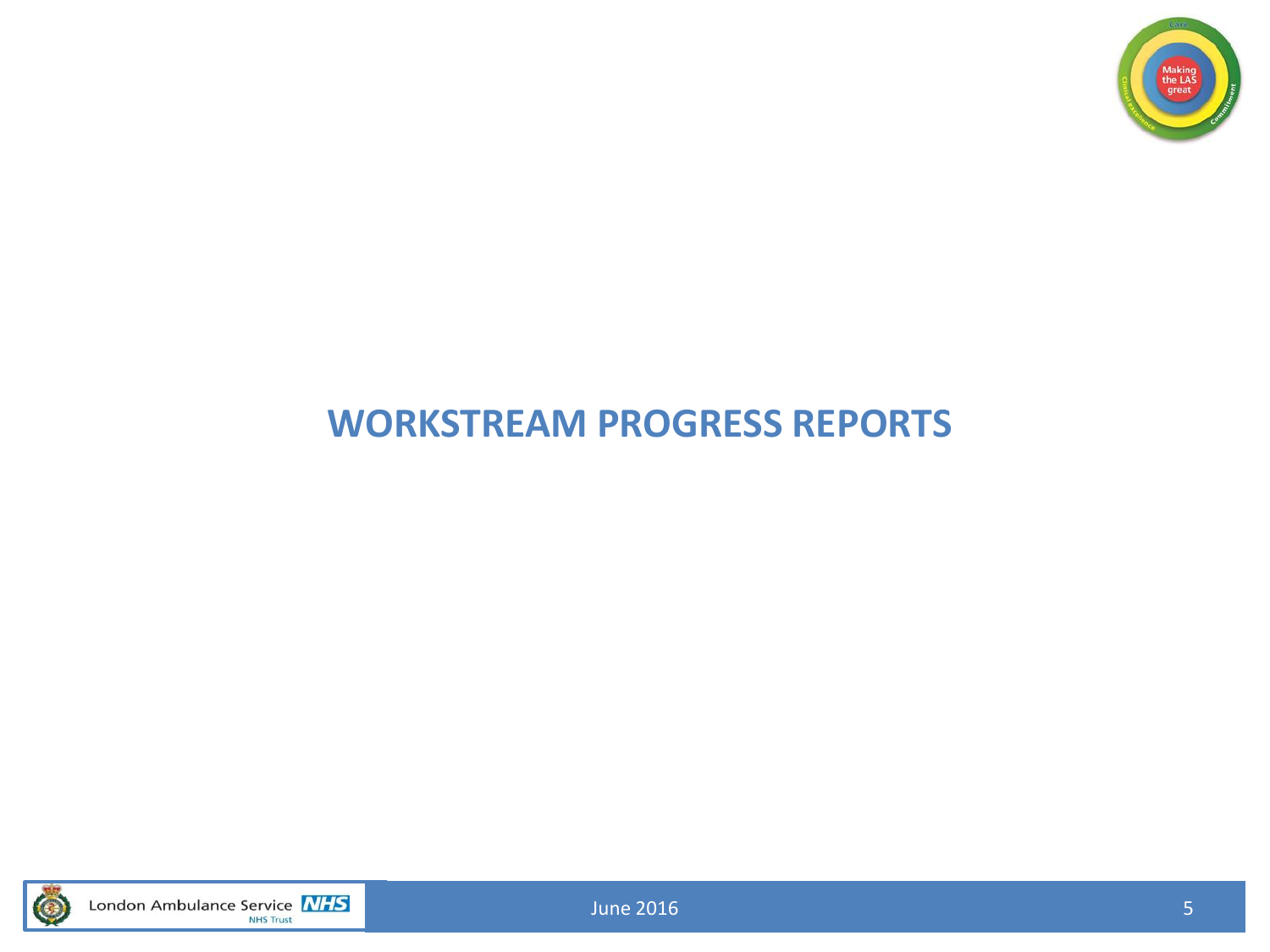# WORKSTREAM PROGRESS REPORTS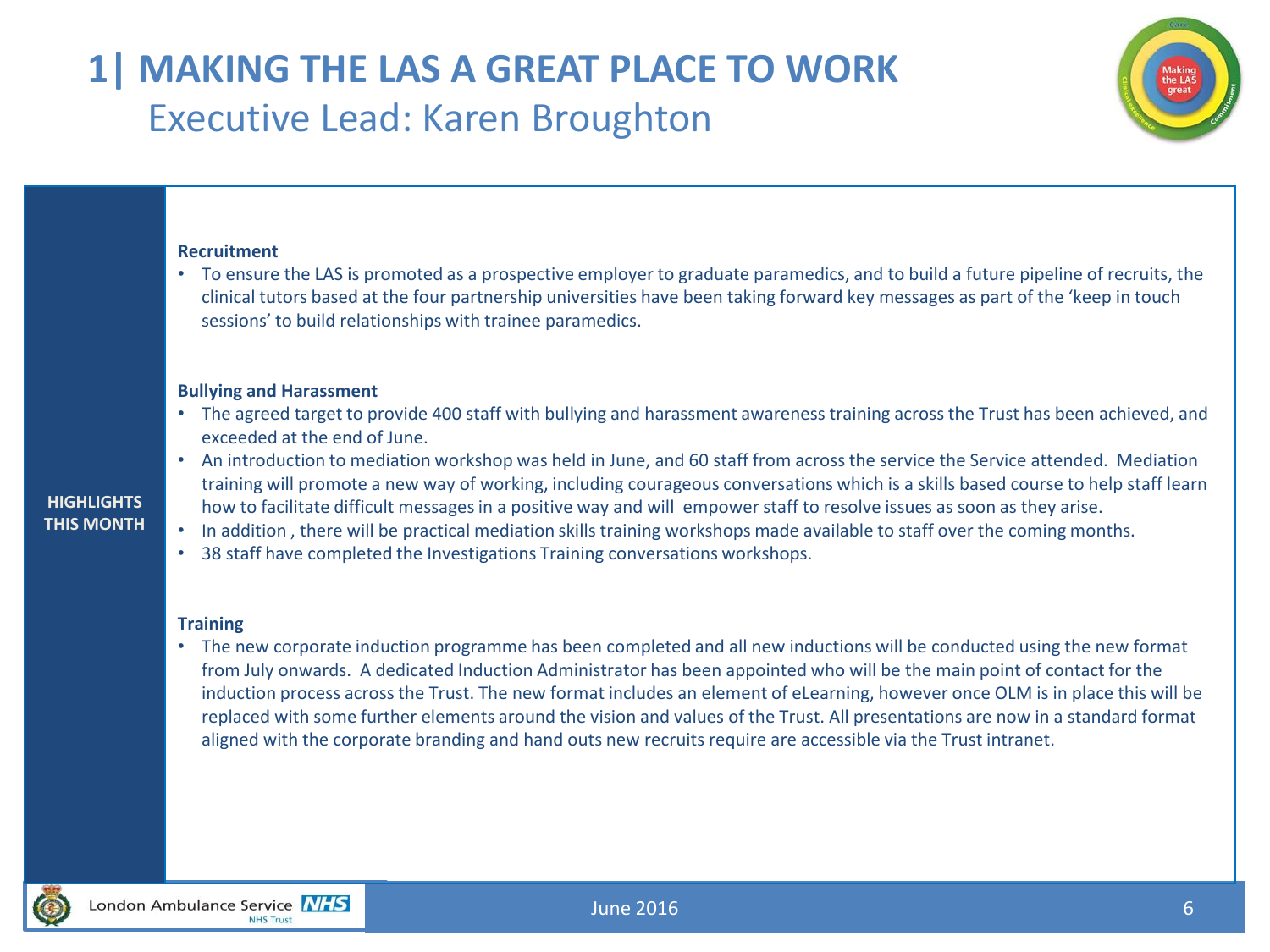# 1| MAKING THE LAS A GREAT PLACE TO WORK

## Executive Lead: Karen Broughton

**HIGHLIGHTS THIS MONTH**

**Recruitment**

- To ensure the LAS is promoted as a prospective employer to graduate paramedics, and to build a future pipeline of recruits, the clinical tutors based at the four partnership universities have been taking forward key messages as part of the 'keep in touch sessions' to build relationships with trainee paramedics.

**Bullying and Harassment**

- The agreed target to provide 400 staff with bullying and harassment awareness training across the Trust has been achieved, and exceeded at the end of June.
- An introduction to mediation workshop was held in June, and 60 staff from across the service the Service attended. Mediation training will promote a new way of working, including courageous conversations which is a skills based course to help staff learn how to facilitate difficult messages in a positive way and will empower staff to resolve issues as soon as they arise.
- In addition , there will be practical mediation skills training workshops made available to staff over the coming months.
- 38 staff have completed the Investigations Training conversations workshops.

**Training**

- The new corporate induction programme has been completed and all new inductions will be conducted using the new format from July onwards. A dedicated Induction Administrator has been appointed who will be the main point of contact for the induction process across the Trust. The new format includes an element of eLearning, however once OLM is in place this will be replaced with some further elements around the vision and values of the Trust. All presentations are now in a standard format aligned with the corporate branding and hand outs new recruits require are accessible via the Trust intranet.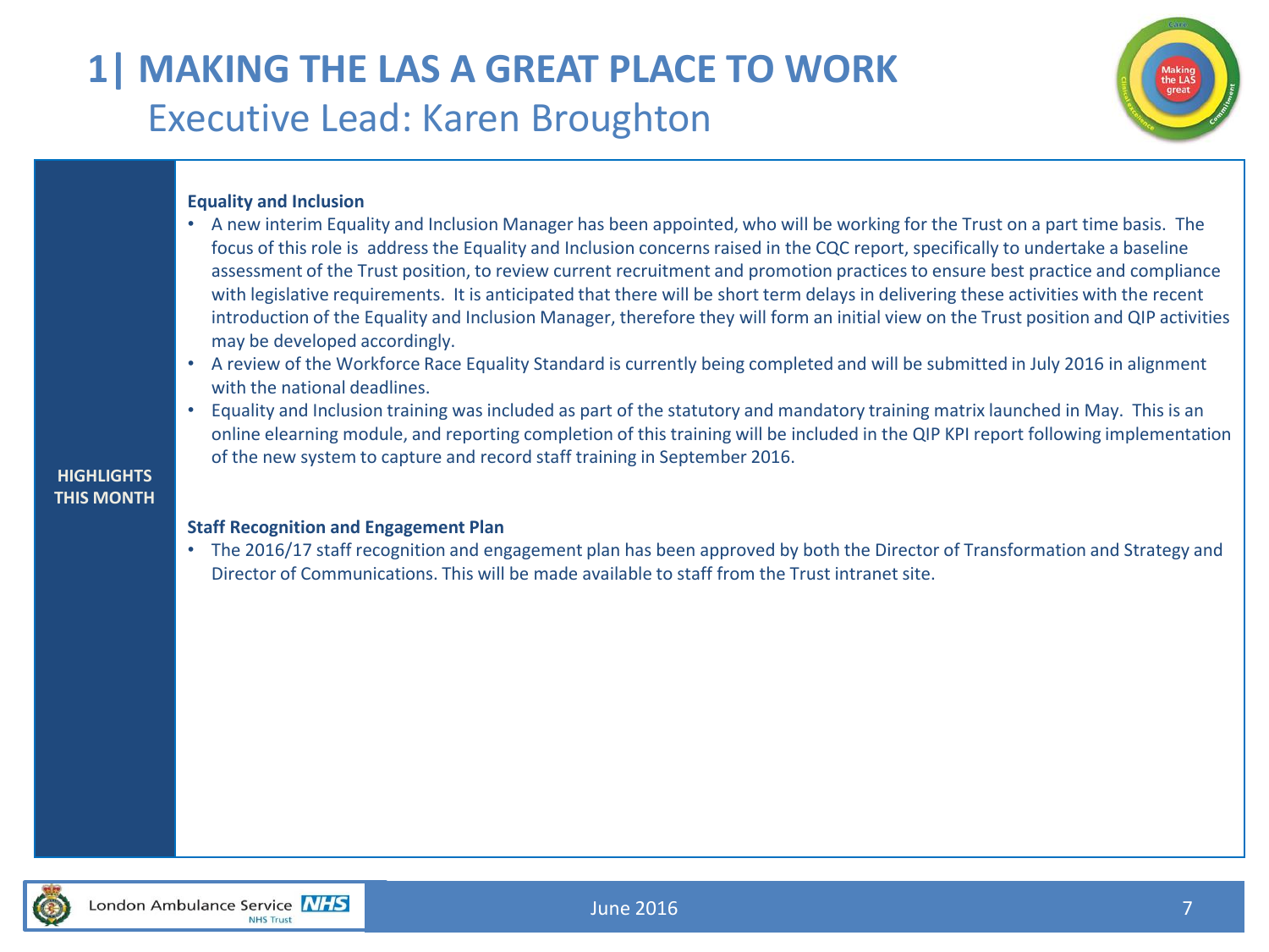# 1| MAKING THE LAS A GREAT PLACE TO WORK

## Executive Lead: Karen Broughton

**HIGHLIGHTS THIS MONTH**

**Equality and Inclusion**

- A new interim Equality and Inclusion Manager has been appointed, who will be working for the Trust on a part time basis. The focus of this role is address the Equality and Inclusion concerns raised in the CQC report, specifically to undertake a baseline assessment of the Trust position, to review current recruitment and promotion practices to ensure best practice and compliance with legislative requirements. It is anticipated that there will be short term delays in delivering these activities with the recent introduction of the Equality and Inclusion Manager, therefore they will form an initial view on the Trust position and QIP activities may be developed accordingly.
- A review of the Workforce Race Equality Standard is currently being completed and will be submitted in July 2016 in alignment with the national deadlines.
- Equality and Inclusion training was included as part of the statutory and mandatory training matrix launched in May. This is an online elearning module, and reporting completion of this training will be included in the QIP KPI report following implementation of the new system to capture and record staff training in September 2016.

**Staff Recognition and Engagement Plan**

- The 2016/17 staff recognition and engagement plan has been approved by both the Director of Transformation and Strategy and Director of Communications. This will be made available to staff from the Trust intranet site.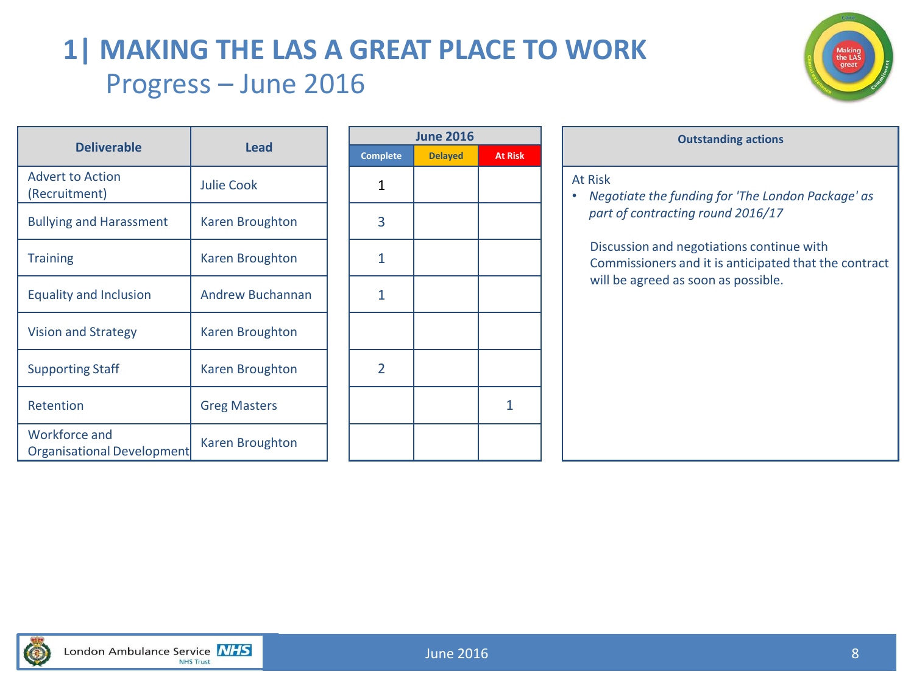# 1| MAKING THE LAS A GREAT PLACE TO WORK

## Progress – June 2016

| Deliverable | Lead | June 2016 | | |
|---|---|---|---|---|
| | | Complete | Delayed | At Risk |
| Advert to Action (Recruitment) | Julie Cook | 1 | | |
| Bullying and Harassment | Karen Broughton | 3 | | |
| Training | Karen Broughton | 1 | | |
| Equality and Inclusion | Andrew Buchannan | 1 | | |
| Vision and Strategy | Karen Broughton | | | |
| Supporting Staff | Karen Broughton | 2 | | |
| Retention | Greg Masters | | | 1 |
| Workforce and Organisational Development | Karen Broughton | | | |

**Outstanding actions**

At Risk

- *Negotiate the funding for 'The London Package' as part of contracting round 2016/17*

  Discussion and negotiations continue with Commissioners and it is anticipated that the contract will be agreed as soon as possible.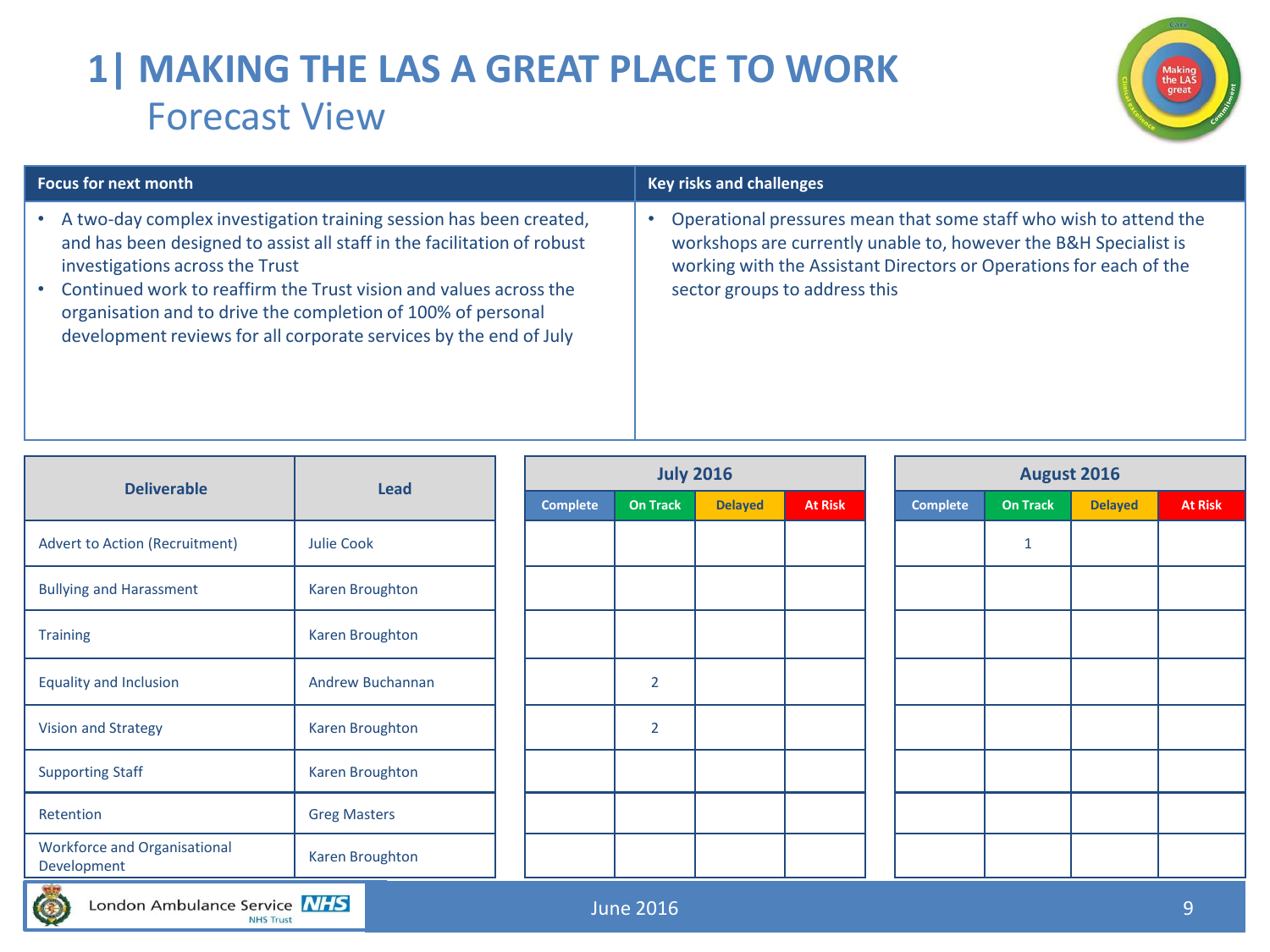# 1| MAKING THE LAS A GREAT PLACE TO WORK

## Forecast View

| Focus for next month | Key risks and challenges |
|---|---|
| • A two-day complex investigation training session has been created, and has been designed to assist all staff in the facilitation of robust investigations across the Trust<br>• Continued work to reaffirm the Trust vision and values across the organisation and to drive the completion of 100% of personal development reviews for all corporate services by the end of July | • Operational pressures mean that some staff who wish to attend the workshops are currently unable to, however the B&H Specialist is working with the Assistant Directors or Operations for each of the sector groups to address this |

| Deliverable | Lead | July 2016 | | | | August 2016 | | | |
|---|---|---|---|---|---|---|---|---|---|
| | | Complete | On Track | Delayed | At Risk | Complete | On Track | Delayed | At Risk |
| Advert to Action (Recruitment) | Julie Cook | | | | | | 1 | | |
| Bullying and Harassment | Karen Broughton | | | | | | | | |
| Training | Karen Broughton | | | | | | | | |
| Equality and Inclusion | Andrew Buchannan | | 2 | | | | | | |
| Vision and Strategy | Karen Broughton | | 2 | | | | | | |
| Supporting Staff | Karen Broughton | | | | | | | | |
| Retention | Greg Masters | | | | | | | | |
| Workforce and Organisational Development | Karen Broughton | | | | | | | | |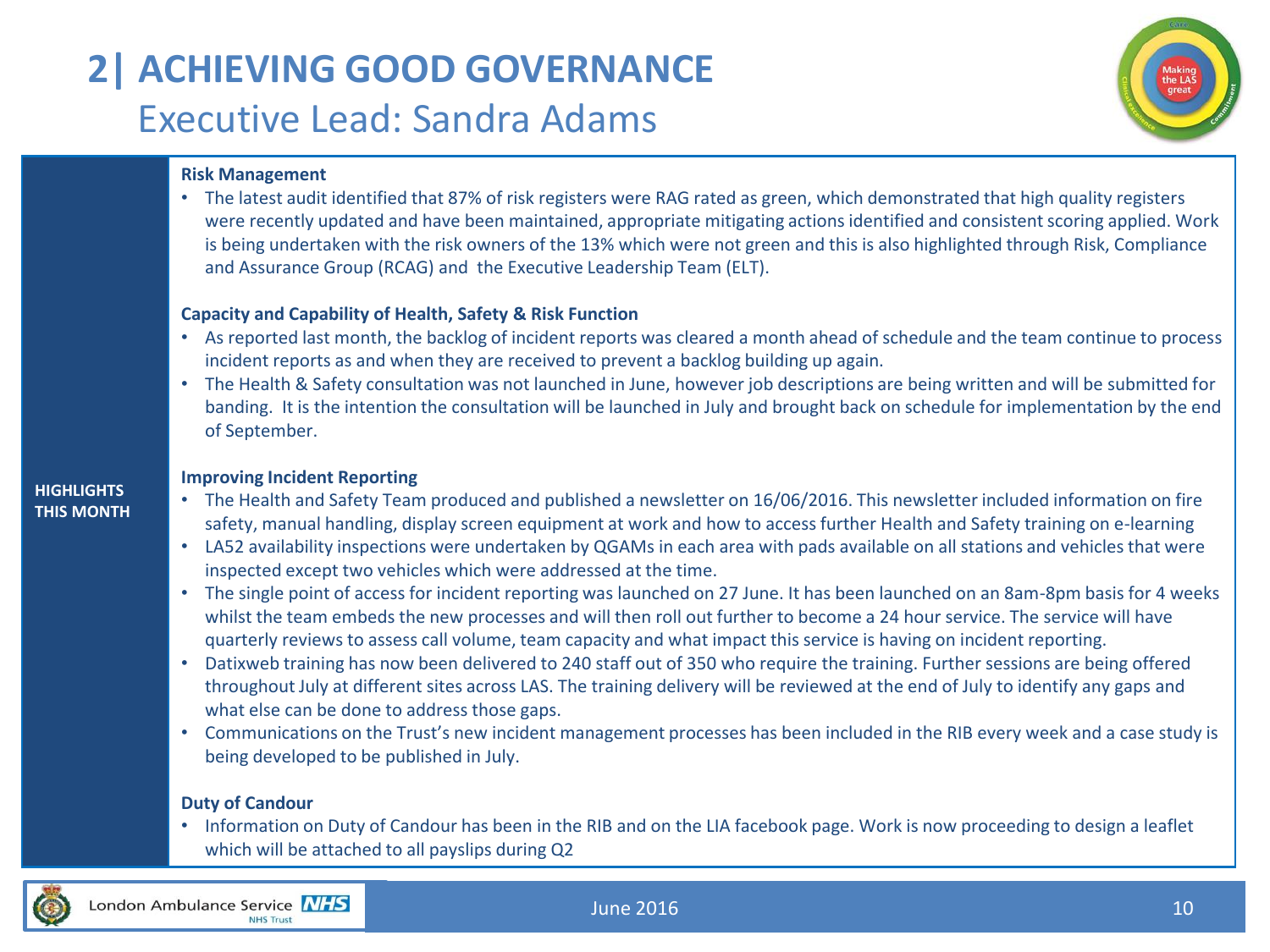# 2| ACHIEVING GOOD GOVERNANCE

## Executive Lead: Sandra Adams

**HIGHLIGHTS THIS MONTH**

**Risk Management**

- The latest audit identified that 87% of risk registers were RAG rated as green, which demonstrated that high quality registers were recently updated and have been maintained, appropriate mitigating actions identified and consistent scoring applied. Work is being undertaken with the risk owners of the 13% which were not green and this is also highlighted through Risk, Compliance and Assurance Group (RCAG) and the Executive Leadership Team (ELT).

**Capacity and Capability of Health, Safety & Risk Function**

- As reported last month, the backlog of incident reports was cleared a month ahead of schedule and the team continue to process incident reports as and when they are received to prevent a backlog building up again.
- The Health & Safety consultation was not launched in June, however job descriptions are being written and will be submitted for banding. It is the intention the consultation will be launched in July and brought back on schedule for implementation by the end of September.

**Improving Incident Reporting**

- The Health and Safety Team produced and published a newsletter on 16/06/2016. This newsletter included information on fire safety, manual handling, display screen equipment at work and how to access further Health and Safety training on e-learning
- LA52 availability inspections were undertaken by QGAMs in each area with pads available on all stations and vehicles that were inspected except two vehicles which were addressed at the time.
- The single point of access for incident reporting was launched on 27 June. It has been launched on an 8am-8pm basis for 4 weeks whilst the team embeds the new processes and will then roll out further to become a 24 hour service. The service will have quarterly reviews to assess call volume, team capacity and what impact this service is having on incident reporting.
- Datixweb training has now been delivered to 240 staff out of 350 who require the training. Further sessions are being offered throughout July at different sites across LAS. The training delivery will be reviewed at the end of July to identify any gaps and what else can be done to address those gaps.
- Communications on the Trust's new incident management processes has been included in the RIB every week and a case study is being developed to be published in July.

**Duty of Candour**

- Information on Duty of Candour has been in the RIB and on the LIA facebook page. Work is now proceeding to design a leaflet which will be attached to all payslips during Q2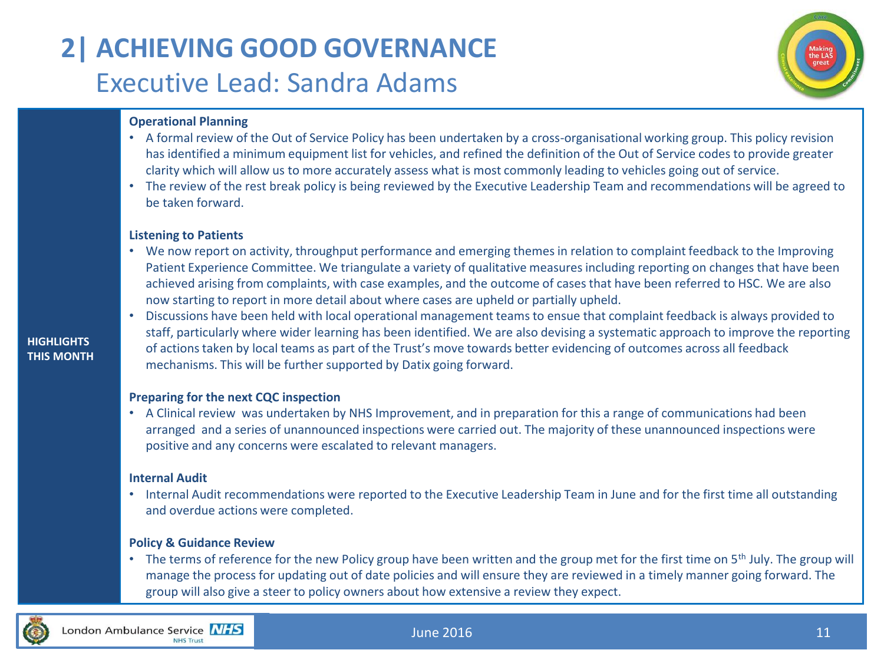# 2| ACHIEVING GOOD GOVERNANCE

## Executive Lead: Sandra Adams

**HIGHLIGHTS THIS MONTH**

**Operational Planning**

- A formal review of the Out of Service Policy has been undertaken by a cross-organisational working group. This policy revision has identified a minimum equipment list for vehicles, and refined the definition of the Out of Service codes to provide greater clarity which will allow us to more accurately assess what is most commonly leading to vehicles going out of service.
- The review of the rest break policy is being reviewed by the Executive Leadership Team and recommendations will be agreed to be taken forward.

**Listening to Patients**

- We now report on activity, throughput performance and emerging themes in relation to complaint feedback to the Improving Patient Experience Committee. We triangulate a variety of qualitative measures including reporting on changes that have been achieved arising from complaints, with case examples, and the outcome of cases that have been referred to HSC. We are also now starting to report in more detail about where cases are upheld or partially upheld.
- Discussions have been held with local operational management teams to ensue that complaint feedback is always provided to staff, particularly where wider learning has been identified. We are also devising a systematic approach to improve the reporting of actions taken by local teams as part of the Trust's move towards better evidencing of outcomes across all feedback mechanisms. This will be further supported by Datix going forward.

**Preparing for the next CQC inspection**

- A Clinical review was undertaken by NHS Improvement, and in preparation for this a range of communications had been arranged and a series of unannounced inspections were carried out. The majority of these unannounced inspections were positive and any concerns were escalated to relevant managers.

**Internal Audit**

- Internal Audit recommendations were reported to the Executive Leadership Team in June and for the first time all outstanding and overdue actions were completed.

**Policy & Guidance Review**

- The terms of reference for the new Policy group have been written and the group met for the first time on 5th July. The group will manage the process for updating out of date policies and will ensure they are reviewed in a timely manner going forward. The group will also give a steer to policy owners about how extensive a review they expect.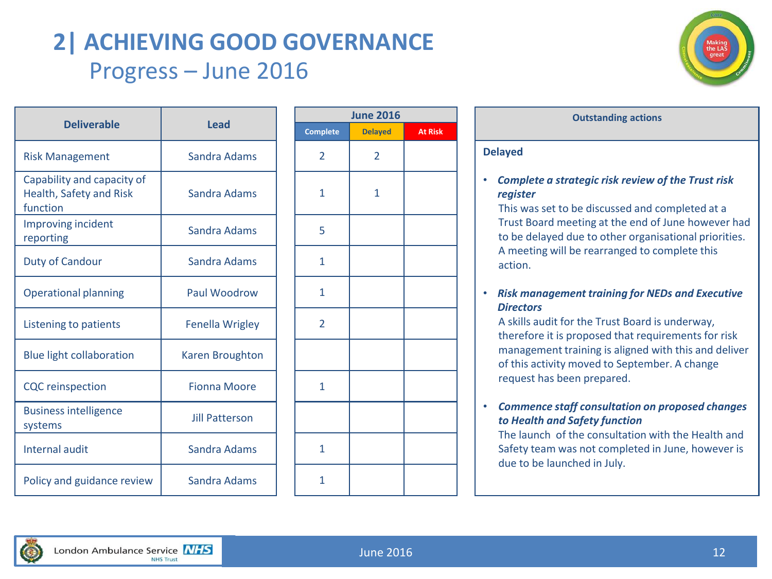# 2| ACHIEVING GOOD GOVERNANCE

## Progress – June 2016

| Deliverable | Lead | June 2016 | | |
|---|---|---|---|---|
| | | Complete | Delayed | At Risk |
| Risk Management | Sandra Adams | 2 | 2 | |
| Capability and capacity of Health, Safety and Risk function | Sandra Adams | 1 | 1 | |
| Improving incident reporting | Sandra Adams | 5 | | |
| Duty of Candour | Sandra Adams | 1 | | |
| Operational planning | Paul Woodrow | 1 | | |
| Listening to patients | Fenella Wrigley | 2 | | |
| Blue light collaboration | Karen Broughton | | | |
| CQC reinspection | Fionna Moore | 1 | | |
| Business intelligence systems | Jill Patterson | | | |
| Internal audit | Sandra Adams | 1 | | |
| Policy and guidance review | Sandra Adams | 1 | | |

### Outstanding actions

**Delayed**

- ***Complete a strategic risk review of the Trust risk register***
  This was set to be discussed and completed at a Trust Board meeting at the end of June however had to be delayed due to other organisational priorities. A meeting will be rearranged to complete this action.

- ***Risk management training for NEDs and Executive Directors***
  A skills audit for the Trust Board is underway, therefore it is proposed that requirements for risk management training is aligned with this and deliver of this activity moved to September. A change request has been prepared.

- ***Commence staff consultation on proposed changes to Health and Safety function***
  The launch of the consultation with the Health and Safety team was not completed in June, however is due to be launched in July.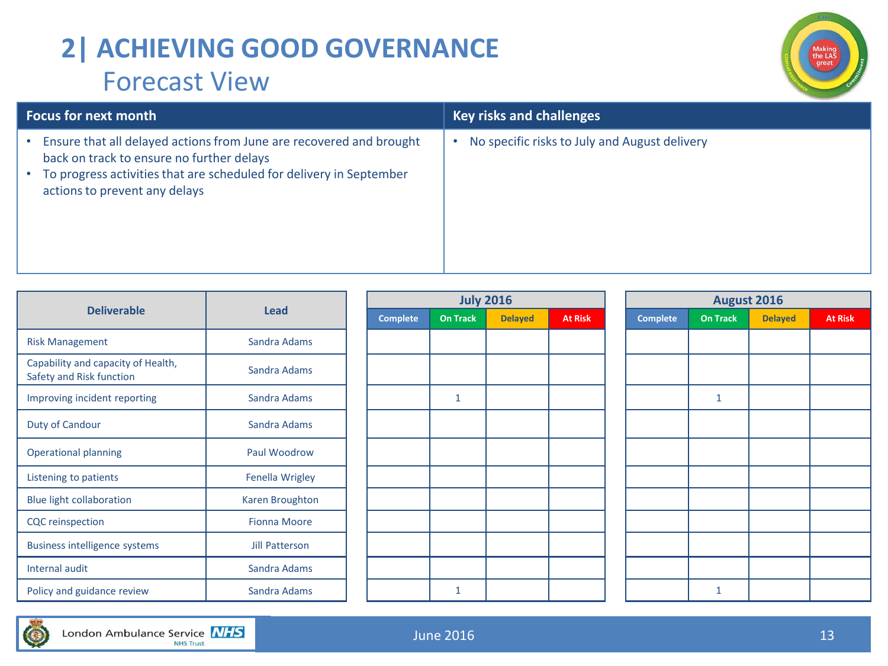# 2| ACHIEVING GOOD GOVERNANCE

## Forecast View

| Focus for next month | Key risks and challenges |
| --- | --- |
| • Ensure that all delayed actions from June are recovered and brought back on track to ensure no further delays<br>• To progress activities that are scheduled for delivery in September actions to prevent any delays | • No specific risks to July and August delivery |

| Deliverable | Lead | July 2016 | | | | August 2016 | | | |
| --- | --- | --- | --- | --- | --- | --- | --- | --- | --- |
| | | Complete | On Track | Delayed | At Risk | Complete | On Track | Delayed | At Risk |
| Risk Management | Sandra Adams | | | | | | | | |
| Capability and capacity of Health, Safety and Risk function | Sandra Adams | | | | | | | | |
| Improving incident reporting | Sandra Adams | | 1 | | | | 1 | | |
| Duty of Candour | Sandra Adams | | | | | | | | |
| Operational planning | Paul Woodrow | | | | | | | | |
| Listening to patients | Fenella Wrigley | | | | | | | | |
| Blue light collaboration | Karen Broughton | | | | | | | | |
| CQC reinspection | Fionna Moore | | | | | | | | |
| Business intelligence systems | Jill Patterson | | | | | | | | |
| Internal audit | Sandra Adams | | | | | | | | |
| Policy and guidance review | Sandra Adams | | 1 | | | | 1 | | |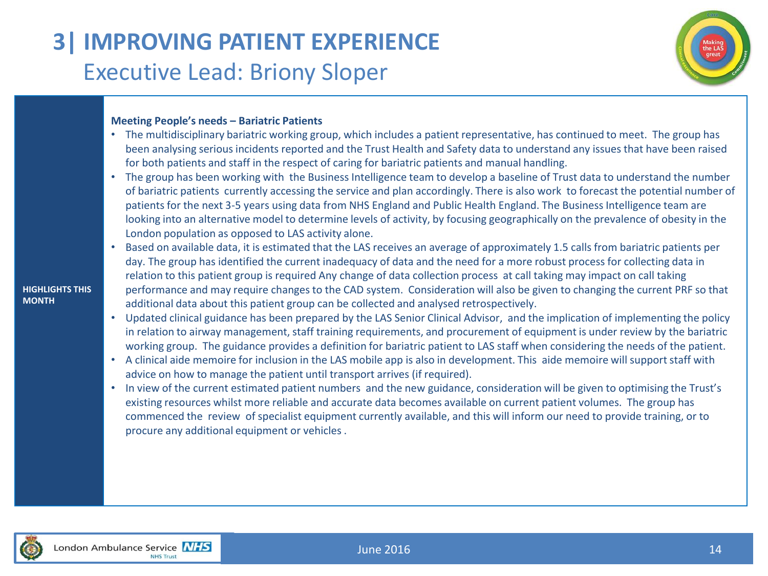# 3| IMPROVING PATIENT EXPERIENCE

## Executive Lead: Briony Sloper

**HIGHLIGHTS THIS MONTH**

**Meeting People's needs – Bariatric Patients**

- The multidisciplinary bariatric working group, which includes a patient representative, has continued to meet. The group has been analysing serious incidents reported and the Trust Health and Safety data to understand any issues that have been raised for both patients and staff in the respect of caring for bariatric patients and manual handling.
- The group has been working with the Business Intelligence team to develop a baseline of Trust data to understand the number of bariatric patients currently accessing the service and plan accordingly. There is also work to forecast the potential number of patients for the next 3-5 years using data from NHS England and Public Health England. The Business Intelligence team are looking into an alternative model to determine levels of activity, by focusing geographically on the prevalence of obesity in the London population as opposed to LAS activity alone.
- Based on available data, it is estimated that the LAS receives an average of approximately 1.5 calls from bariatric patients per day. The group has identified the current inadequacy of data and the need for a more robust process for collecting data in relation to this patient group is required Any change of data collection process at call taking may impact on call taking performance and may require changes to the CAD system. Consideration will also be given to changing the current PRF so that additional data about this patient group can be collected and analysed retrospectively.
- Updated clinical guidance has been prepared by the LAS Senior Clinical Advisor, and the implication of implementing the policy in relation to airway management, staff training requirements, and procurement of equipment is under review by the bariatric working group. The guidance provides a definition for bariatric patient to LAS staff when considering the needs of the patient.
- A clinical aide memoire for inclusion in the LAS mobile app is also in development. This aide memoire will support staff with advice on how to manage the patient until transport arrives (if required).
- In view of the current estimated patient numbers and the new guidance, consideration will be given to optimising the Trust's existing resources whilst more reliable and accurate data becomes available on current patient volumes. The group has commenced the review of specialist equipment currently available, and this will inform our need to provide training, or to procure any additional equipment or vehicles .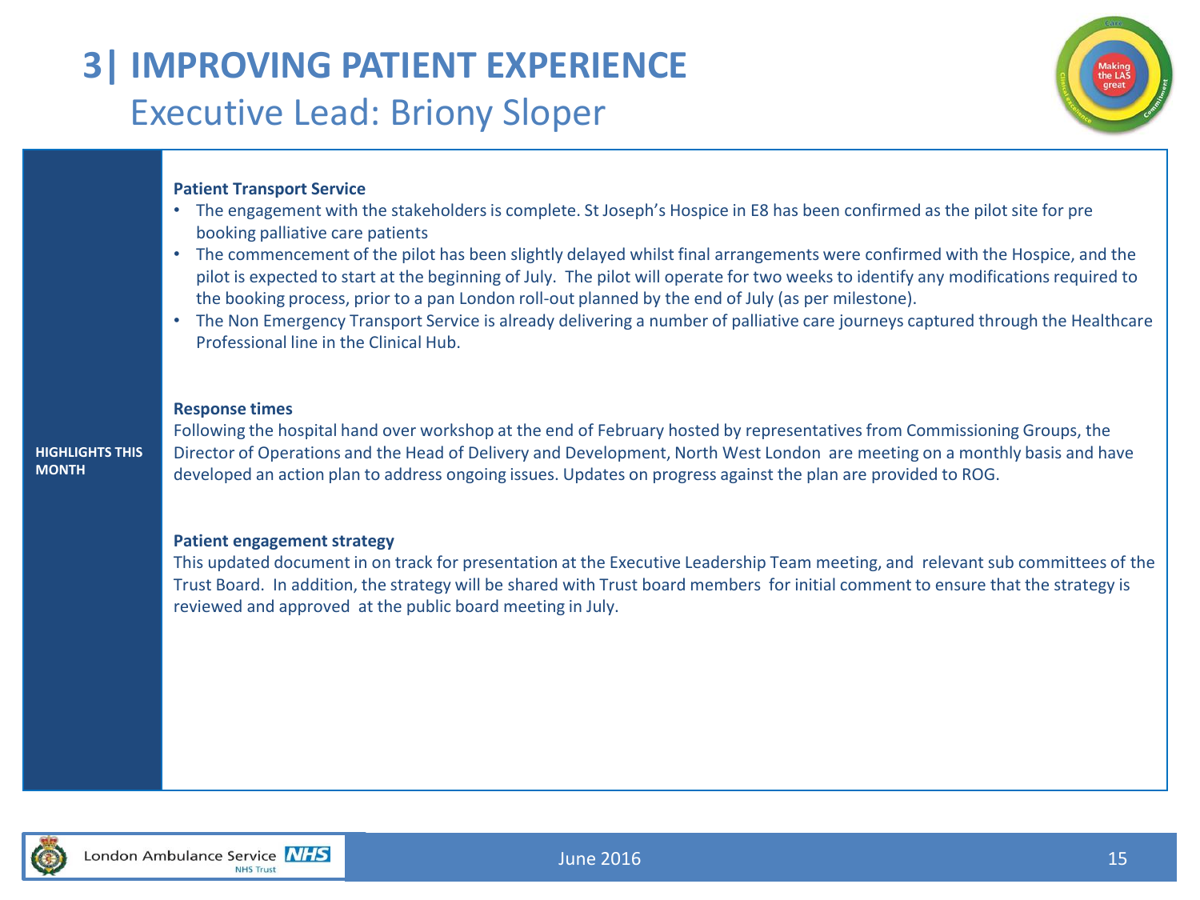# 3| IMPROVING PATIENT EXPERIENCE

## Executive Lead: Briony Sloper

**HIGHLIGHTS THIS MONTH**

**Patient Transport Service**

- The engagement with the stakeholders is complete. St Joseph's Hospice in E8 has been confirmed as the pilot site for pre booking palliative care patients
- The commencement of the pilot has been slightly delayed whilst final arrangements were confirmed with the Hospice, and the pilot is expected to start at the beginning of July. The pilot will operate for two weeks to identify any modifications required to the booking process, prior to a pan London roll-out planned by the end of July (as per milestone).
- The Non Emergency Transport Service is already delivering a number of palliative care journeys captured through the Healthcare Professional line in the Clinical Hub.

**Response times**

Following the hospital hand over workshop at the end of February hosted by representatives from Commissioning Groups, the Director of Operations and the Head of Delivery and Development, North West London are meeting on a monthly basis and have developed an action plan to address ongoing issues. Updates on progress against the plan are provided to ROG.

**Patient engagement strategy**

This updated document in on track for presentation at the Executive Leadership Team meeting, and relevant sub committees of the Trust Board. In addition, the strategy will be shared with Trust board members for initial comment to ensure that the strategy is reviewed and approved at the public board meeting in July.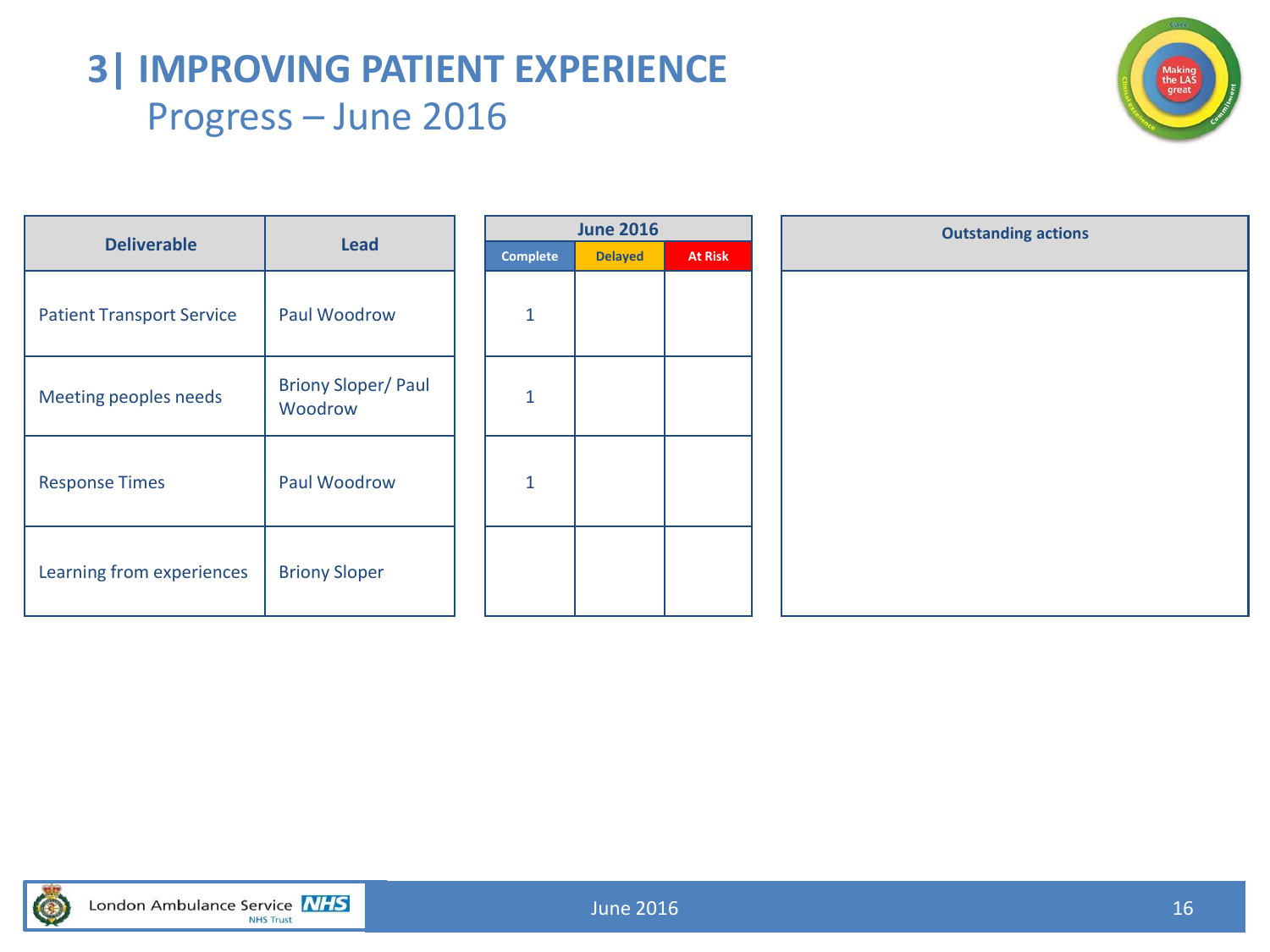# 3| IMPROVING PATIENT EXPERIENCE

## Progress – June 2016

| Deliverable | Lead | June 2016 | | | Outstanding actions |
|---|---|---|---|---|---|
| | | Complete | Delayed | At Risk | |
| Patient Transport Service | Paul Woodrow | 1 | | | |
| Meeting peoples needs | Briony Sloper/ Paul Woodrow | 1 | | | |
| Response Times | Paul Woodrow | 1 | | | |
| Learning from experiences | Briony Sloper | | | | |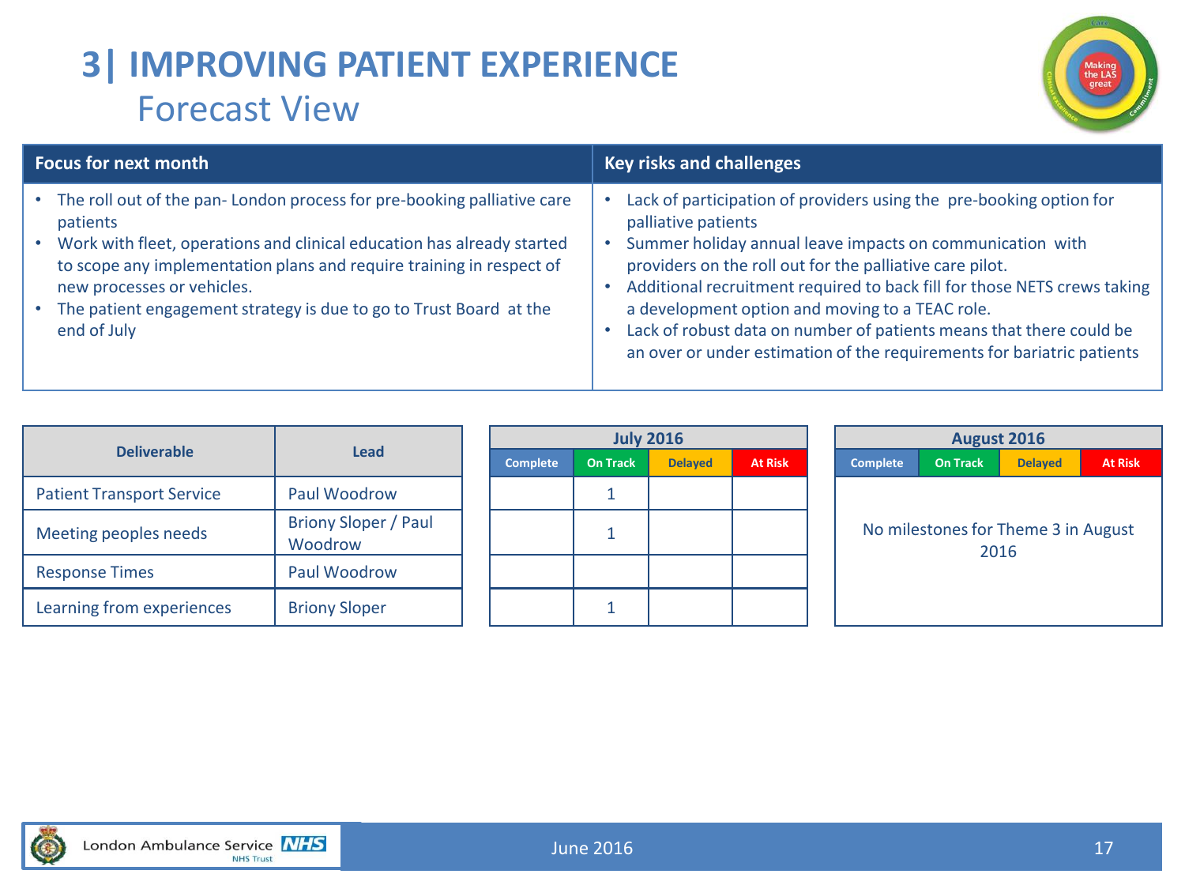# 3| IMPROVING PATIENT EXPERIENCE

## Forecast View

| Focus for next month | Key risks and challenges |
|---|---|
| • The roll out of the pan- London process for pre-booking palliative care patients<br>• Work with fleet, operations and clinical education has already started to scope any implementation plans and require training in respect of new processes or vehicles.<br>• The patient engagement strategy is due to go to Trust Board at the end of July | • Lack of participation of providers using the pre-booking option for palliative patients<br>• Summer holiday annual leave impacts on communication with providers on the roll out for the palliative care pilot.<br>• Additional recruitment required to back fill for those NETS crews taking a development option and moving to a TEAC role.<br>• Lack of robust data on number of patients means that there could be an over or under estimation of the requirements for bariatric patients |

| Deliverable | Lead | July 2016 | | | | August 2016 | | | |
|---|---|---|---|---|---|---|---|---|---|
| | | Complete | On Track | Delayed | At Risk | Complete | On Track | Delayed | At Risk |
| Patient Transport Service | Paul Woodrow | | 1 | | | No milestones for Theme 3 in August 2016 | | | |
| Meeting peoples needs | Briony Sloper / Paul Woodrow | | 1 | | | | | | |
| Response Times | Paul Woodrow | | | | | | | | |
| Learning from experiences | Briony Sloper | | 1 | | | | | | |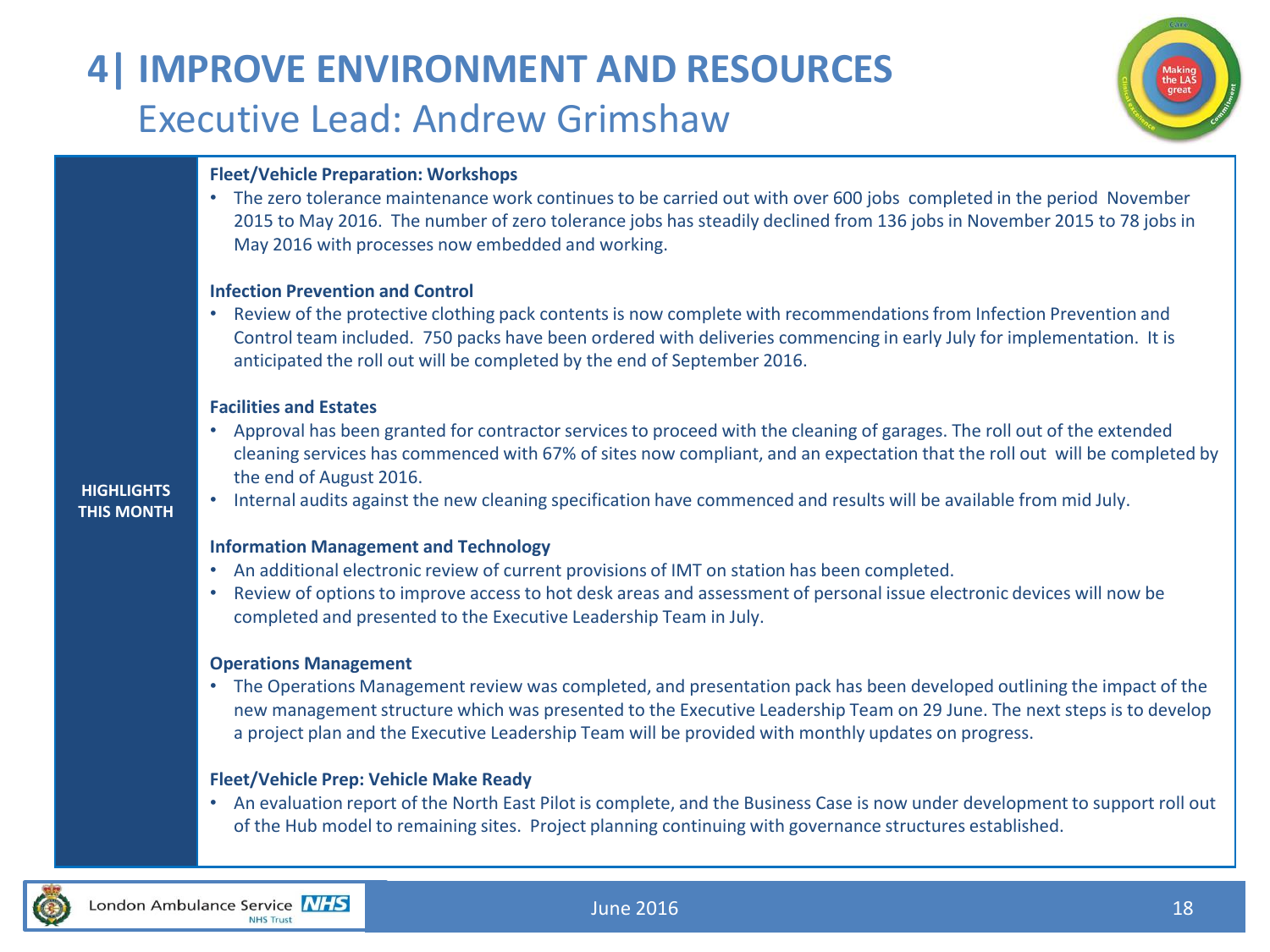# 4| IMPROVE ENVIRONMENT AND RESOURCES

## Executive Lead: Andrew Grimshaw

**HIGHLIGHTS THIS MONTH**

**Fleet/Vehicle Preparation: Workshops**

- The zero tolerance maintenance work continues to be carried out with over 600 jobs completed in the period November 2015 to May 2016. The number of zero tolerance jobs has steadily declined from 136 jobs in November 2015 to 78 jobs in May 2016 with processes now embedded and working.

**Infection Prevention and Control**

- Review of the protective clothing pack contents is now complete with recommendations from Infection Prevention and Control team included. 750 packs have been ordered with deliveries commencing in early July for implementation. It is anticipated the roll out will be completed by the end of September 2016.

**Facilities and Estates**

- Approval has been granted for contractor services to proceed with the cleaning of garages. The roll out of the extended cleaning services has commenced with 67% of sites now compliant, and an expectation that the roll out will be completed by the end of August 2016.
- Internal audits against the new cleaning specification have commenced and results will be available from mid July.

**Information Management and Technology**

- An additional electronic review of current provisions of IMT on station has been completed.
- Review of options to improve access to hot desk areas and assessment of personal issue electronic devices will now be completed and presented to the Executive Leadership Team in July.

**Operations Management**

- The Operations Management review was completed, and presentation pack has been developed outlining the impact of the new management structure which was presented to the Executive Leadership Team on 29 June. The next steps is to develop a project plan and the Executive Leadership Team will be provided with monthly updates on progress.

**Fleet/Vehicle Prep: Vehicle Make Ready**

- An evaluation report of the North East Pilot is complete, and the Business Case is now under development to support roll out of the Hub model to remaining sites. Project planning continuing with governance structures established.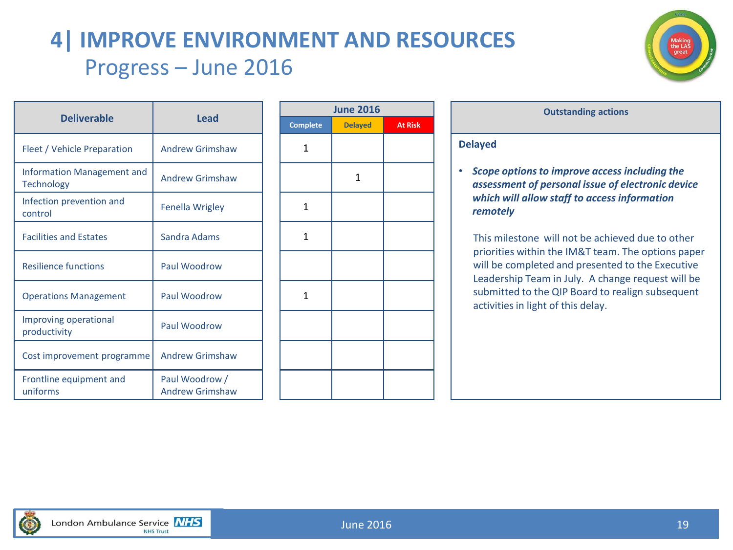# 4| IMPROVE ENVIRONMENT AND RESOURCES

## Progress – June 2016

| Deliverable | Lead | June 2016 | | |
|---|---|---|---|---|
| | | Complete | Delayed | At Risk |
| Fleet / Vehicle Preparation | Andrew Grimshaw | 1 | | |
| Information Management and Technology | Andrew Grimshaw | | 1 | |
| Infection prevention and control | Fenella Wrigley | 1 | | |
| Facilities and Estates | Sandra Adams | 1 | | |
| Resilience functions | Paul Woodrow | | | |
| Operations Management | Paul Woodrow | 1 | | |
| Improving operational productivity | Paul Woodrow | | | |
| Cost improvement programme | Andrew Grimshaw | | | |
| Frontline equipment and uniforms | Paul Woodrow / Andrew Grimshaw | | | |

### Outstanding actions

**Delayed**

- ***Scope options to improve access including the assessment of personal issue of electronic device which will allow staff to access information remotely***

  This milestone will not be achieved due to other priorities within the IM&T team. The options paper will be completed and presented to the Executive Leadership Team in July. A change request will be submitted to the QIP Board to realign subsequent activities in light of this delay.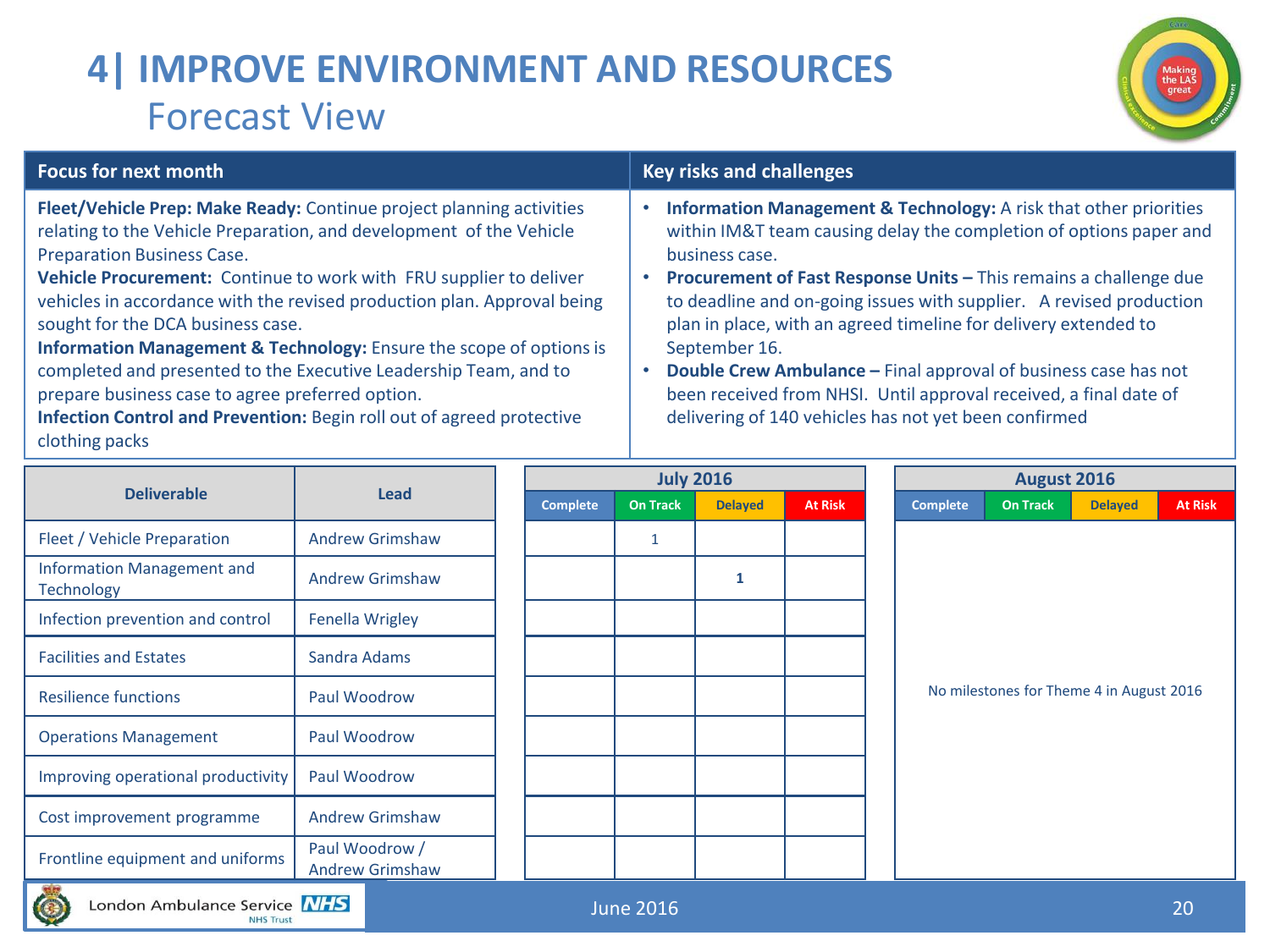# 4| IMPROVE ENVIRONMENT AND RESOURCES

## Forecast View

| Focus for next month | Key risks and challenges |
| --- | --- |
| **Fleet/Vehicle Prep: Make Ready:** Continue project planning activities relating to the Vehicle Preparation, and development of the Vehicle Preparation Business Case.<br>**Vehicle Procurement:** Continue to work with FRU supplier to deliver vehicles in accordance with the revised production plan. Approval being sought for the DCA business case.<br>**Information Management & Technology:** Ensure the scope of options is completed and presented to the Executive Leadership Team, and to prepare business case to agree preferred option.<br>**Infection Control and Prevention:** Begin roll out of agreed protective clothing packs | • **Information Management & Technology:** A risk that other priorities within IM&T team causing delay the completion of options paper and business case.<br>• **Procurement of Fast Response Units –** This remains a challenge due to deadline and on-going issues with supplier. A revised production plan in place, with an agreed timeline for delivery extended to September 16.<br>• **Double Crew Ambulance –** Final approval of business case has not been received from NHSI. Until approval received, a final date of delivering of 140 vehicles has not yet been confirmed |

| Deliverable | Lead | July 2016 | | | | August 2016 | | | |
| --- | --- | --- | --- | --- | --- | --- | --- | --- | --- |
| | | Complete | On Track | Delayed | At Risk | Complete | On Track | Delayed | At Risk |
| Fleet / Vehicle Preparation | Andrew Grimshaw | | 1 | | | No milestones for Theme 4 in August 2016 | | | |
| Information Management and Technology | Andrew Grimshaw | | | **1** | | | | | |
| Infection prevention and control | Fenella Wrigley | | | | | | | | |
| Facilities and Estates | Sandra Adams | | | | | | | | |
| Resilience functions | Paul Woodrow | | | | | | | | |
| Operations Management | Paul Woodrow | | | | | | | | |
| Improving operational productivity | Paul Woodrow | | | | | | | | |
| Cost improvement programme | Andrew Grimshaw | | | | | | | | |
| Frontline equipment and uniforms | Paul Woodrow / Andrew Grimshaw | | | | | | | | |

June 2016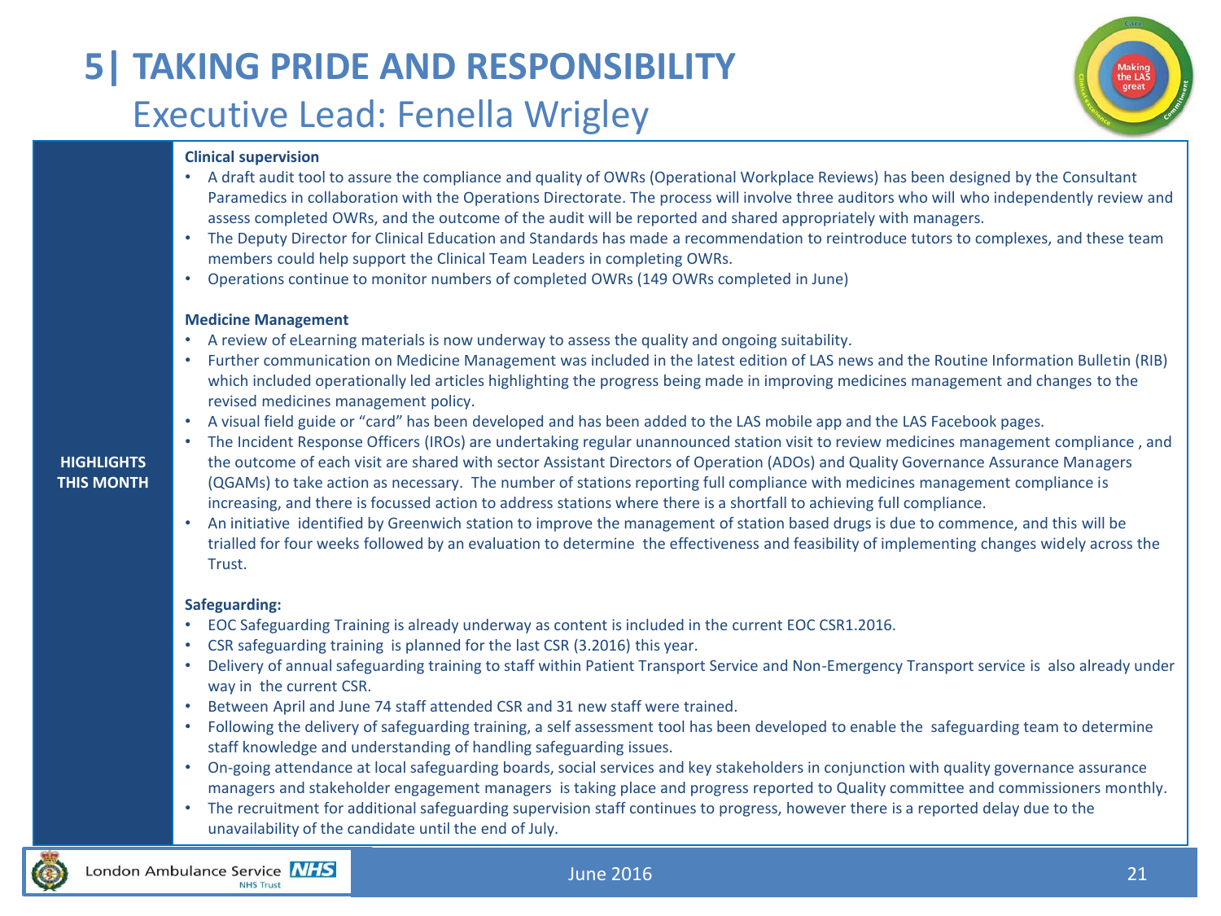# 5| TAKING PRIDE AND RESPONSIBILITY

## Executive Lead: Fenella Wrigley

**HIGHLIGHTS THIS MONTH**

**Clinical supervision**

- A draft audit tool to assure the compliance and quality of OWRs (Operational Workplace Reviews) has been designed by the Consultant Paramedics in collaboration with the Operations Directorate. The process will involve three auditors who will who independently review and assess completed OWRs, and the outcome of the audit will be reported and shared appropriately with managers.
- The Deputy Director for Clinical Education and Standards has made a recommendation to reintroduce tutors to complexes, and these team members could help support the Clinical Team Leaders in completing OWRs.
- Operations continue to monitor numbers of completed OWRs (149 OWRs completed in June)

**Medicine Management**

- A review of eLearning materials is now underway to assess the quality and ongoing suitability.
- Further communication on Medicine Management was included in the latest edition of LAS news and the Routine Information Bulletin (RIB) which included operationally led articles highlighting the progress being made in improving medicines management and changes to the revised medicines management policy.
- A visual field guide or "card" has been developed and has been added to the LAS mobile app and the LAS Facebook pages.
- The Incident Response Officers (IROs) are undertaking regular unannounced station visit to review medicines management compliance , and the outcome of each visit are shared with sector Assistant Directors of Operation (ADOs) and Quality Governance Assurance Managers (QGAMs) to take action as necessary. The number of stations reporting full compliance with medicines management compliance is increasing, and there is focussed action to address stations where there is a shortfall to achieving full compliance.
- An initiative identified by Greenwich station to improve the management of station based drugs is due to commence, and this will be trialled for four weeks followed by an evaluation to determine the effectiveness and feasibility of implementing changes widely across the Trust.

**Safeguarding:**

- EOC Safeguarding Training is already underway as content is included in the current EOC CSR1.2016.
- CSR safeguarding training is planned for the last CSR (3.2016) this year.
- Delivery of annual safeguarding training to staff within Patient Transport Service and Non-Emergency Transport service is also already under way in the current CSR.
- Between April and June 74 staff attended CSR and 31 new staff were trained.
- Following the delivery of safeguarding training, a self assessment tool has been developed to enable the safeguarding team to determine staff knowledge and understanding of handling safeguarding issues.
- On-going attendance at local safeguarding boards, social services and key stakeholders in conjunction with quality governance assurance managers and stakeholder engagement managers is taking place and progress reported to Quality committee and commissioners monthly.
- The recruitment for additional safeguarding supervision staff continues to progress, however there is a reported delay due to the unavailability of the candidate until the end of July.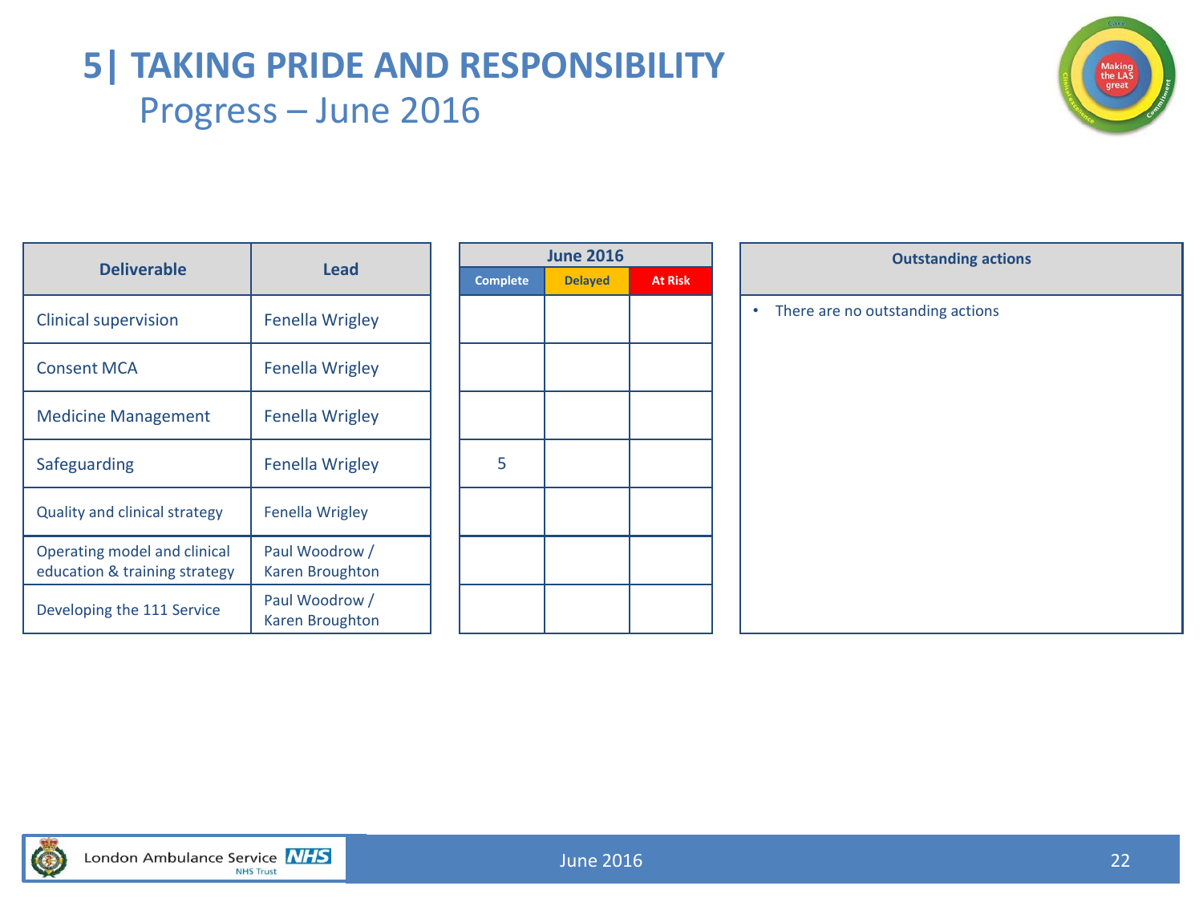# 5| TAKING PRIDE AND RESPONSIBILITY

## Progress – June 2016

| Deliverable | Lead | June 2016 | | |
|---|---|---|---|---|
| | | Complete | Delayed | At Risk |
| Clinical supervision | Fenella Wrigley | | | |
| Consent MCA | Fenella Wrigley | | | |
| Medicine Management | Fenella Wrigley | | | |
| Safeguarding | Fenella Wrigley | 5 | | |
| Quality and clinical strategy | Fenella Wrigley | | | |
| Operating model and clinical education & training strategy | Paul Woodrow / Karen Broughton | | | |
| Developing the 111 Service | Paul Woodrow / Karen Broughton | | | |

| Outstanding actions |
|---|
| • There are no outstanding actions |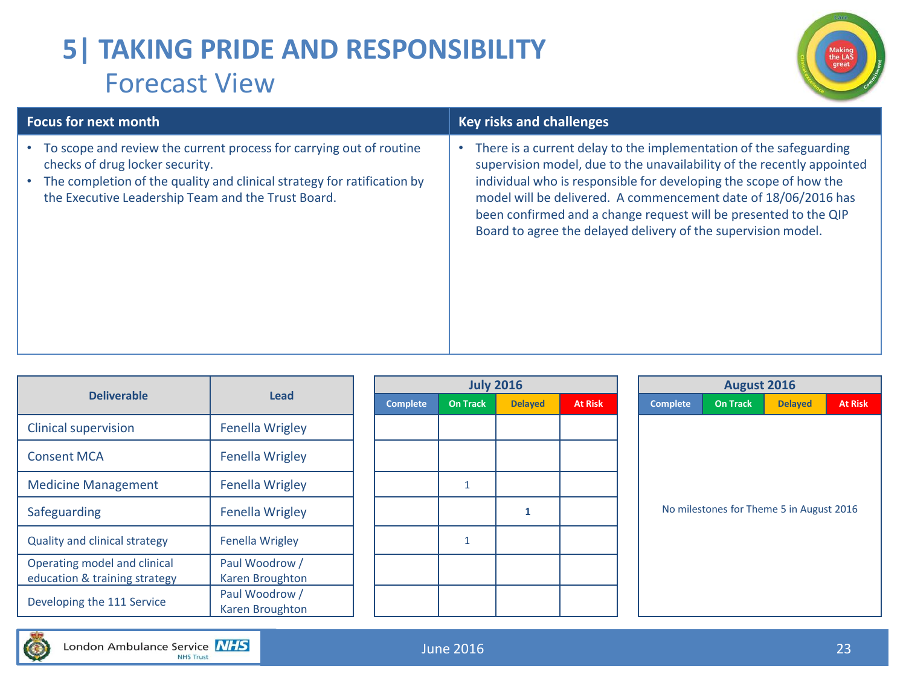# 5| TAKING PRIDE AND RESPONSIBILITY

## Forecast View

| Focus for next month | Key risks and challenges |
|---|---|
| • To scope and review the current process for carrying out of routine checks of drug locker security.<br>• The completion of the quality and clinical strategy for ratification by the Executive Leadership Team and the Trust Board. | • There is a current delay to the implementation of the safeguarding supervision model, due to the unavailability of the recently appointed individual who is responsible for developing the scope of how the model will be delivered. A commencement date of 18/06/2016 has been confirmed and a change request will be presented to the QIP Board to agree the delayed delivery of the supervision model. |

| Deliverable | Lead | July 2016 | | | | August 2016 | | | |
|---|---|---|---|---|---|---|---|---|---|
| | | Complete | On Track | Delayed | At Risk | Complete | On Track | Delayed | At Risk |
| Clinical supervision | Fenella Wrigley | | | | | No milestones for Theme 5 in August 2016 | | | |
| Consent MCA | Fenella Wrigley | | | | | | | | |
| Medicine Management | Fenella Wrigley | | 1 | | | | | | |
| Safeguarding | Fenella Wrigley | | | 1 | | | | | |
| Quality and clinical strategy | Fenella Wrigley | | 1 | | | | | | |
| Operating model and clinical education & training strategy | Paul Woodrow / Karen Broughton | | | | | | | | |
| Developing the 111 Service | Paul Woodrow / Karen Broughton | | | | | | | | |